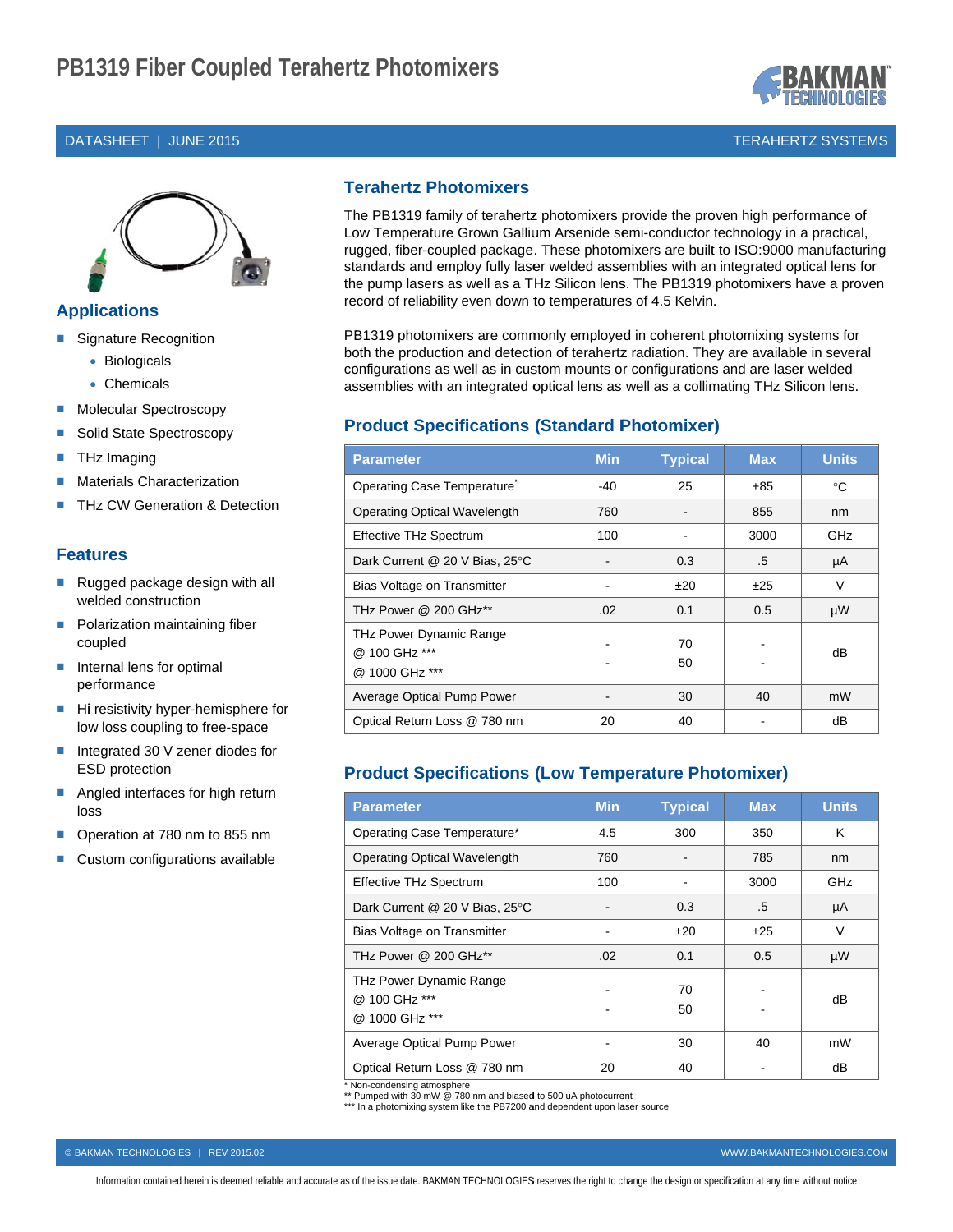# PB1319 Fiber Coupled Terahertz Photomixers

DATASHEET | JUNE 2015 TERAHERTZ SYSTEMS

## Applications

- Signature Recognition
  - Biologicals
  - Chemicals
- Molecular Spectroscopy
- Solid State Spectroscopy
- THz Imaging
- Materials Characterization
- THz CW Generation & Detection

## Features

- Rugged package design with all welded construction
- Polarization maintaining fiber coupled
- Internal lens for optimal performance
- Hi resistivity hyper-hemisphere for low loss coupling to free-space
- Integrated 30 V zener diodes for ESD protection
- Angled interfaces for high return loss
- Operation at 780 nm to 855 nm
- Custom configurations available

## Terahertz Photomixers

The PB1319 family of terahertz photomixers provide the proven high performance of Low Temperature Grown Gallium Arsenide semi-conductor technology in a practical, rugged, fiber-coupled package. These photomixers are built to ISO:9000 manufacturing standards and employ fully laser welded assemblies with an integrated optical lens for the pump lasers as well as a THz Silicon lens. The PB1319 photomixers have a proven record of reliability even down to temperatures of 4.5 Kelvin.

PB1319 photomixers are commonly employed in coherent photomixing systems for both the production and detection of terahertz radiation. They are available in several configurations as well as in custom mounts or configurations and are laser welded assemblies with an integrated optical lens as well as a collimating THz Silicon lens.

## Product Specifications (Standard Photomixer)

| Parameter | Min | Typical | Max | Units |
|---|---|---|---|---|
| Operating Case Temperature* | -40 | 25 | +85 | °C |
| Operating Optical Wavelength | 760 | - | 855 | nm |
| Effective THz Spectrum | 100 | - | 3000 | GHz |
| Dark Current @ 20 V Bias, 25°C | - | 0.3 | .5 | µA |
| Bias Voltage on Transmitter | - | ±20 | ±25 | V |
| THz Power @ 200 GHz** | .02 | 0.1 | 0.5 | µW |
| THz Power Dynamic Range @ 100 GHz *** @ 1000 GHz *** | - - | 70 50 | - - | dB |
| Average Optical Pump Power | - | 30 | 40 | mW |
| Optical Return Loss @ 780 nm | 20 | 40 | - | dB |

## Product Specifications (Low Temperature Photomixer)

| Parameter | Min | Typical | Max | Units |
|---|---|---|---|---|
| Operating Case Temperature* | 4.5 | 300 | 350 | K |
| Operating Optical Wavelength | 760 | - | 785 | nm |
| Effective THz Spectrum | 100 | - | 3000 | GHz |
| Dark Current @ 20 V Bias, 25°C | - | 0.3 | .5 | µA |
| Bias Voltage on Transmitter | - | ±20 | ±25 | V |
| THz Power @ 200 GHz** | .02 | 0.1 | 0.5 | µW |
| THz Power Dynamic Range @ 100 GHz *** @ 1000 GHz *** | - - | 70 50 | - - | dB |
| Average Optical Pump Power | - | 30 | 40 | mW |
| Optical Return Loss @ 780 nm | 20 | 40 | - | dB |

\* Non-condensing atmosphere
** Pumped with 30 mW @ 780 nm and biased to 500 uA photocurrent
*** In a photomixing system like the PB7200 and dependent upon laser source

© BAKMAN TECHNOLOGIES | REV 2015.02 WWW.BAKMANTECHNOLOGIES.COM

Information contained herein is deemed reliable and accurate as of the issue date. BAKMAN TECHNOLOGIES reserves the right to change the design or specification at any time without notice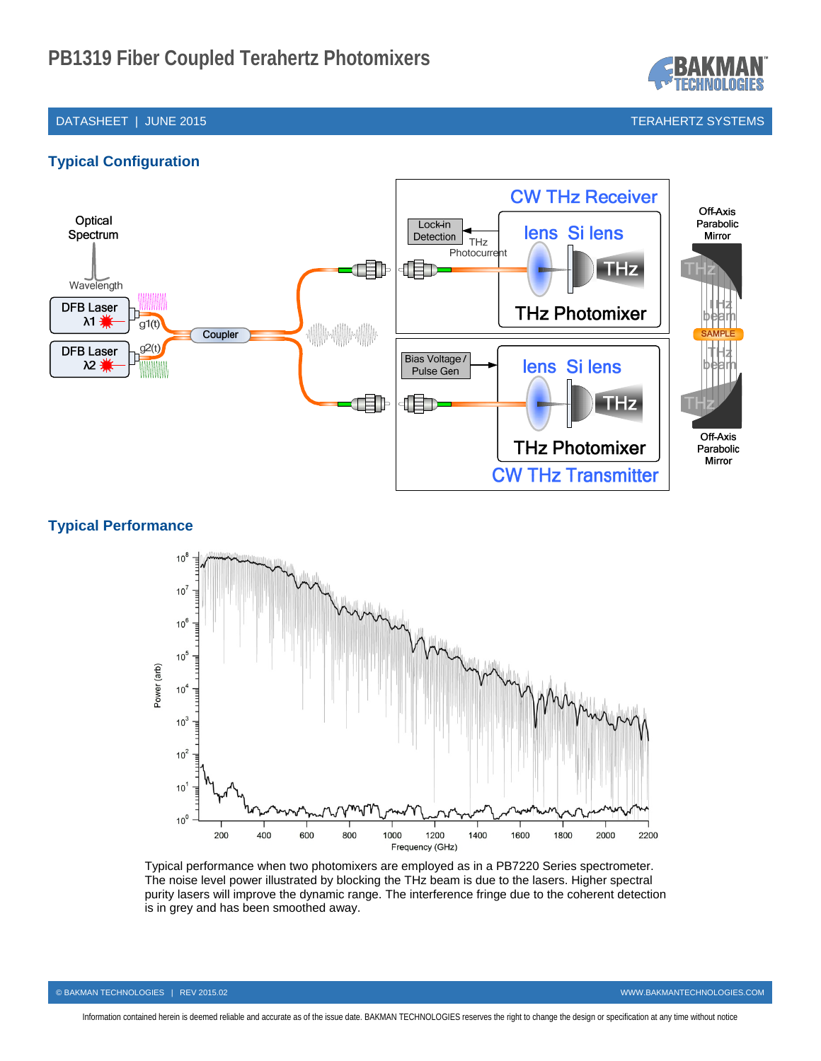# PB1319 Fiber Coupled Terahertz Photomixers

DATASHEET | JUNE 2015 TERAHERTZ SYSTEMS

## Typical Configuration

## Typical Performance

Typical performance when two photomixers are employed as in a PB7220 Series spectrometer. The noise level power illustrated by blocking the THz beam is due to the lasers. Higher spectral purity lasers will improve the dynamic range. The interference fringe due to the coherent detection is in grey and has been smoothed away.

© BAKMAN TECHNOLOGIES | REV 2015.02 WWW.BAKMANTECHNOLOGIES.COM

Information contained herein is deemed reliable and accurate as of the issue date. BAKMAN TECHNOLOGIES reserves the right to change the design or specification at any time without notice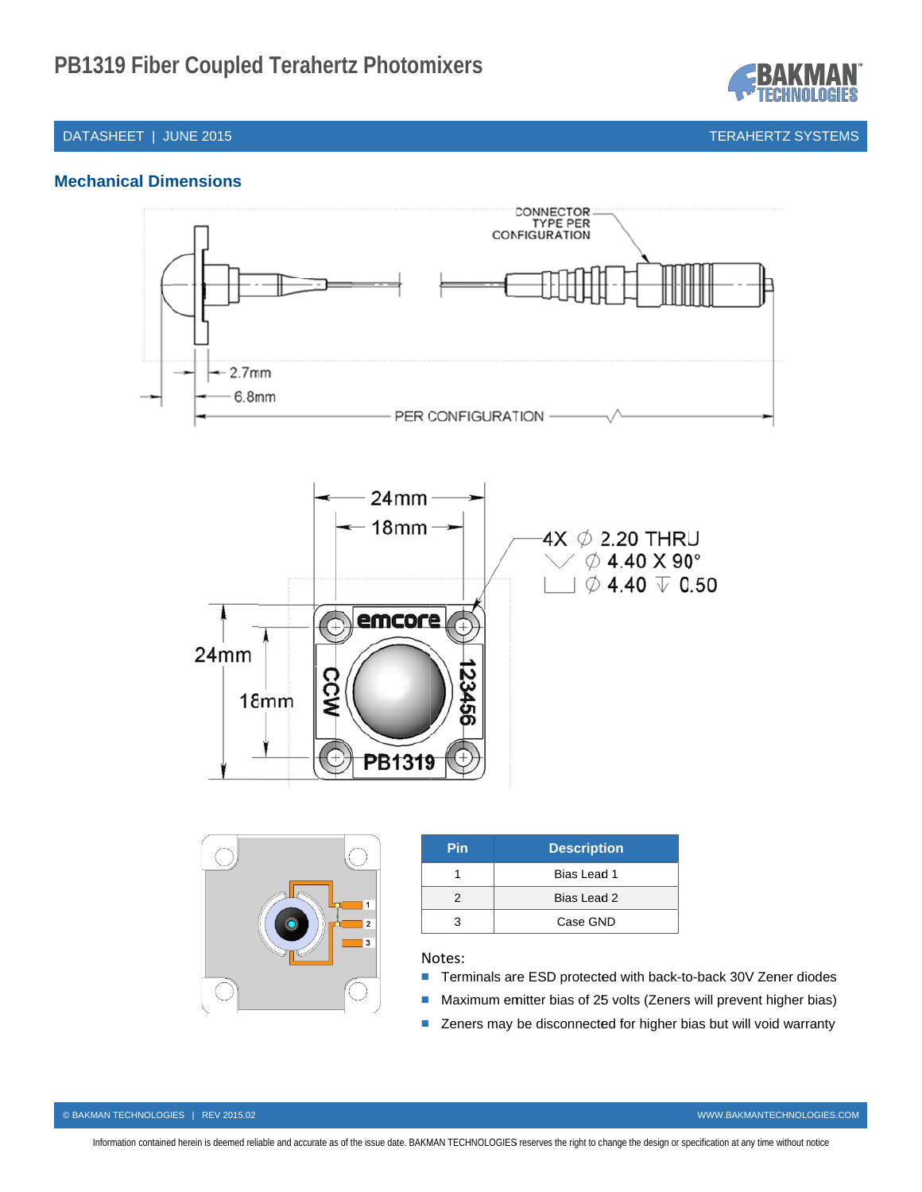## Mechanical Dimensions

| Pin | Description |
|---|---|
| 1 | Bias Lead 1 |
| 2 | Bias Lead 2 |
| 3 | Case GND |

Notes:

- Terminals are ESD protected with back-to-back 30V Zener diodes
- Maximum emitter bias of 25 volts (Zeners will prevent higher bias)
- Zeners may be disconnected for higher bias but will void warranty

Information contained herein is deemed reliable and accurate as of the issue date. BAKMAN TECHNOLOGIES reserves the right to change the design or specification at any time without notice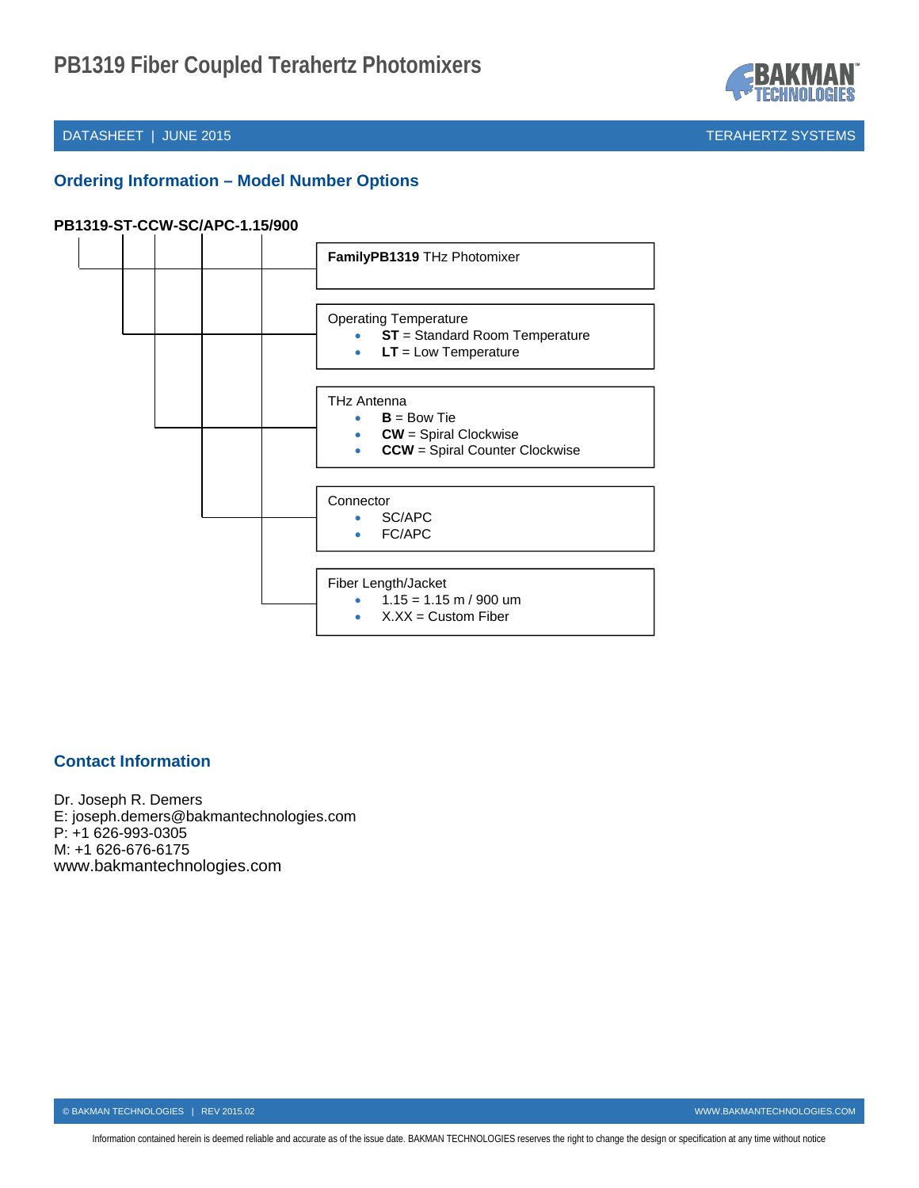## Ordering Information – Model Number Options

**PB1319-ST-CCW-SC/APC-1.15/900**

**FamilyPB1319** THz Photomixer

Operating Temperature
- **ST** = Standard Room Temperature
- **LT** = Low Temperature

THz Antenna
- **B** = Bow Tie
- **CW** = Spiral Clockwise
- **CCW** = Spiral Counter Clockwise

Connector
- SC/APC
- FC/APC

Fiber Length/Jacket
- 1.15 = 1.15 m / 900 um
- X.XX = Custom Fiber

## Contact Information

Dr. Joseph R. Demers
E: joseph.demers@bakmantechnologies.com
P: +1 626-993-0305
M: +1 626-676-6175
www.bakmantechnologies.com